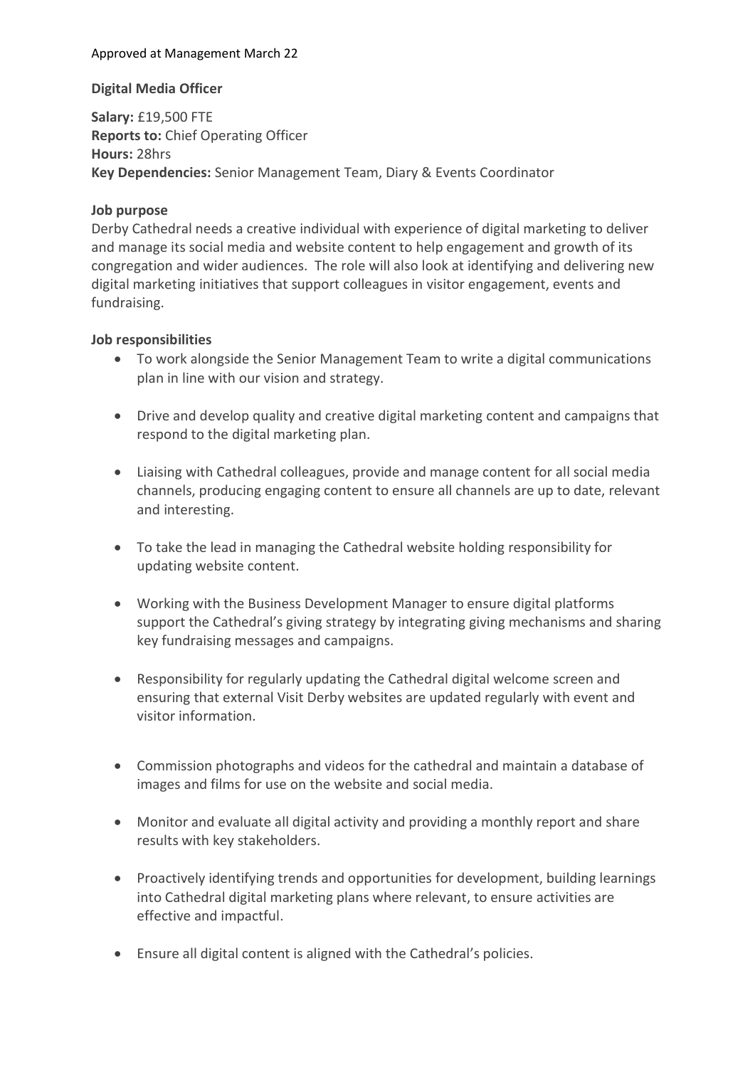Approved at Management March 22

**Digital Media Officer**

**Salary:** £19,500 FTE
**Reports to:** Chief Operating Officer
**Hours:** 28hrs
**Key Dependencies:** Senior Management Team, Diary & Events Coordinator

**Job purpose**

Derby Cathedral needs a creative individual with experience of digital marketing to deliver and manage its social media and website content to help engagement and growth of its congregation and wider audiences. The role will also look at identifying and delivering new digital marketing initiatives that support colleagues in visitor engagement, events and fundraising.

**Job responsibilities**

- To work alongside the Senior Management Team to write a digital communications plan in line with our vision and strategy.
- Drive and develop quality and creative digital marketing content and campaigns that respond to the digital marketing plan.
- Liaising with Cathedral colleagues, provide and manage content for all social media channels, producing engaging content to ensure all channels are up to date, relevant and interesting.
- To take the lead in managing the Cathedral website holding responsibility for updating website content.
- Working with the Business Development Manager to ensure digital platforms support the Cathedral's giving strategy by integrating giving mechanisms and sharing key fundraising messages and campaigns.
- Responsibility for regularly updating the Cathedral digital welcome screen and ensuring that external Visit Derby websites are updated regularly with event and visitor information.
- Commission photographs and videos for the cathedral and maintain a database of images and films for use on the website and social media.
- Monitor and evaluate all digital activity and providing a monthly report and share results with key stakeholders.
- Proactively identifying trends and opportunities for development, building learnings into Cathedral digital marketing plans where relevant, to ensure activities are effective and impactful.
- Ensure all digital content is aligned with the Cathedral's policies.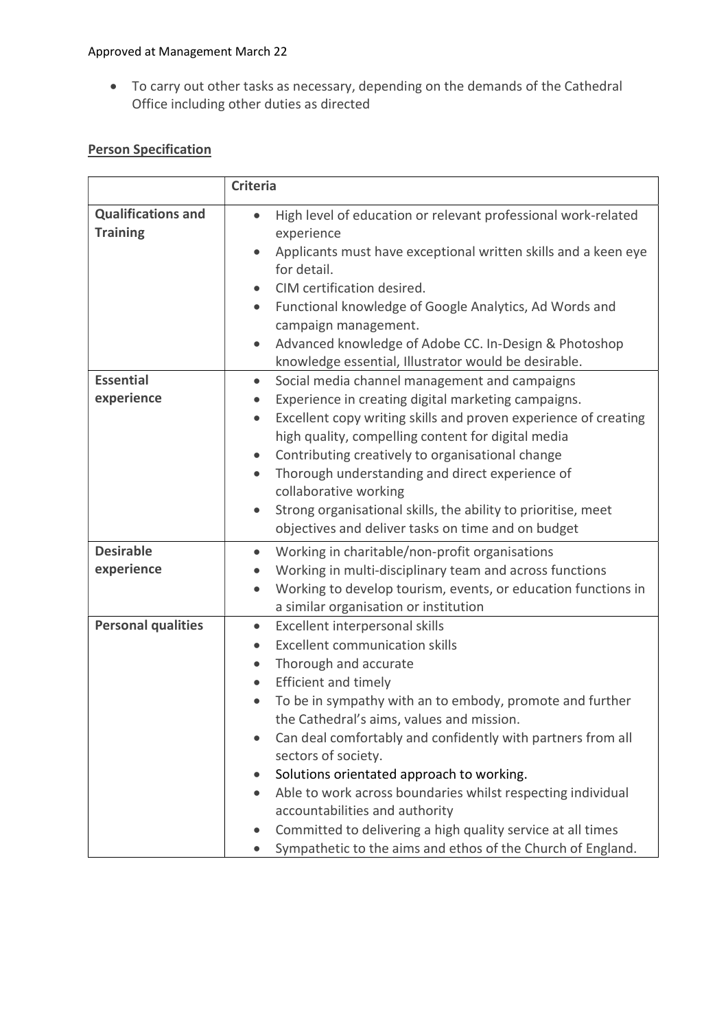- To carry out other tasks as necessary, depending on the demands of the Cathedral Office including other duties as directed

**Person Specification**

| | Criteria |
|---|---|
| **Qualifications and Training** | • High level of education or relevant professional work-related experience<br>• Applicants must have exceptional written skills and a keen eye for detail.<br>• CIM certification desired.<br>• Functional knowledge of Google Analytics, Ad Words and campaign management.<br>• Advanced knowledge of Adobe CC. In-Design & Photoshop knowledge essential, Illustrator would be desirable. |
| **Essential experience** | • Social media channel management and campaigns<br>• Experience in creating digital marketing campaigns.<br>• Excellent copy writing skills and proven experience of creating high quality, compelling content for digital media<br>• Contributing creatively to organisational change<br>• Thorough understanding and direct experience of collaborative working<br>• Strong organisational skills, the ability to prioritise, meet objectives and deliver tasks on time and on budget |
| **Desirable experience** | • Working in charitable/non-profit organisations<br>• Working in multi-disciplinary team and across functions<br>• Working to develop tourism, events, or education functions in a similar organisation or institution |
| **Personal qualities** | • Excellent interpersonal skills<br>• Excellent communication skills<br>• Thorough and accurate<br>• Efficient and timely<br>• To be in sympathy with an to embody, promote and further the Cathedral's aims, values and mission.<br>• Can deal comfortably and confidently with partners from all sectors of society.<br>• Solutions orientated approach to working.<br>• Able to work across boundaries whilst respecting individual accountabilities and authority<br>• Committed to delivering a high quality service at all times<br>• Sympathetic to the aims and ethos of the Church of England. |